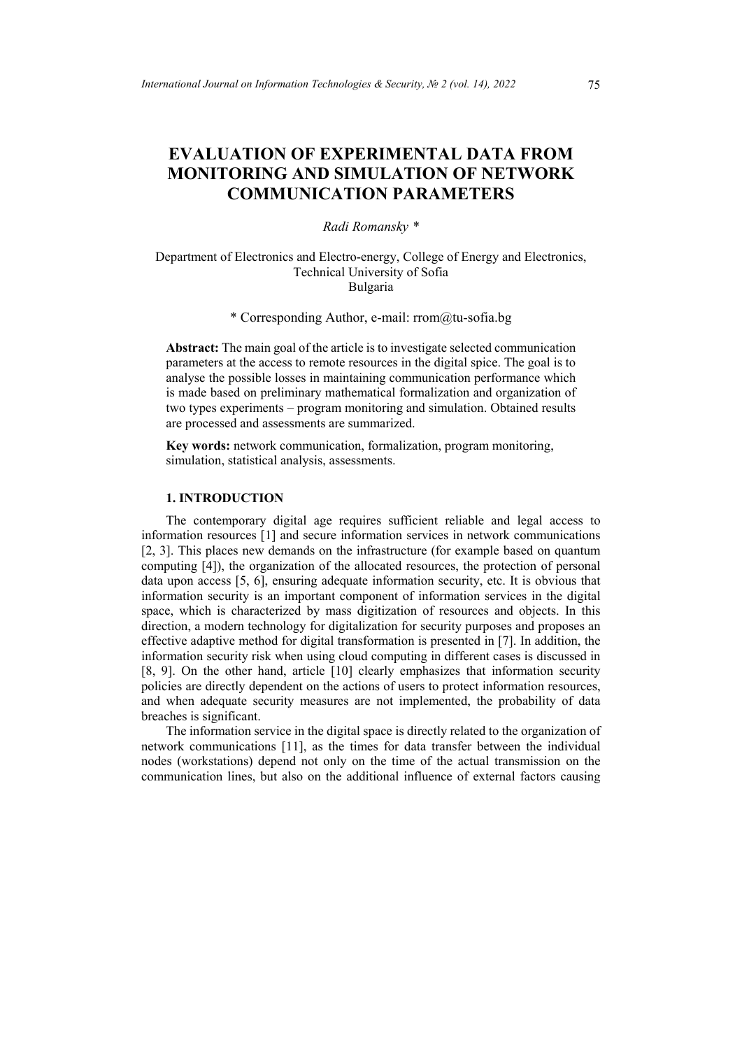# EVALUATION OF EXPERIMENTAL DATA FROM MONITORING AND SIMULATION OF NETWORK COMMUNICATION PARAMETERS

*Radi Romansky \**

Department of Electronics and Electro-energy, College of Energy and Electronics, Technical University of Sofia
Bulgaria

\* Corresponding Author, e-mail: rrom@tu-sofia.bg

**Abstract:** The main goal of the article is to investigate selected communication parameters at the access to remote resources in the digital spice. The goal is to analyse the possible losses in maintaining communication performance which is made based on preliminary mathematical formalization and organization of two types experiments – program monitoring and simulation. Obtained results are processed and assessments are summarized.

**Key words:** network communication, formalization, program monitoring, simulation, statistical analysis, assessments.

## 1. INTRODUCTION

The contemporary digital age requires sufficient reliable and legal access to information resources [1] and secure information services in network communications [2, 3]. This places new demands on the infrastructure (for example based on quantum computing [4]), the organization of the allocated resources, the protection of personal data upon access [5, 6], ensuring adequate information security, etc. It is obvious that information security is an important component of information services in the digital space, which is characterized by mass digitization of resources and objects. In this direction, a modern technology for digitalization for security purposes and proposes an effective adaptive method for digital transformation is presented in [7]. In addition, the information security risk when using cloud computing in different cases is discussed in [8, 9]. On the other hand, article [10] clearly emphasizes that information security policies are directly dependent on the actions of users to protect information resources, and when adequate security measures are not implemented, the probability of data breaches is significant.

The information service in the digital space is directly related to the organization of network communications [11], as the times for data transfer between the individual nodes (workstations) depend not only on the time of the actual transmission on the communication lines, but also on the additional influence of external factors causing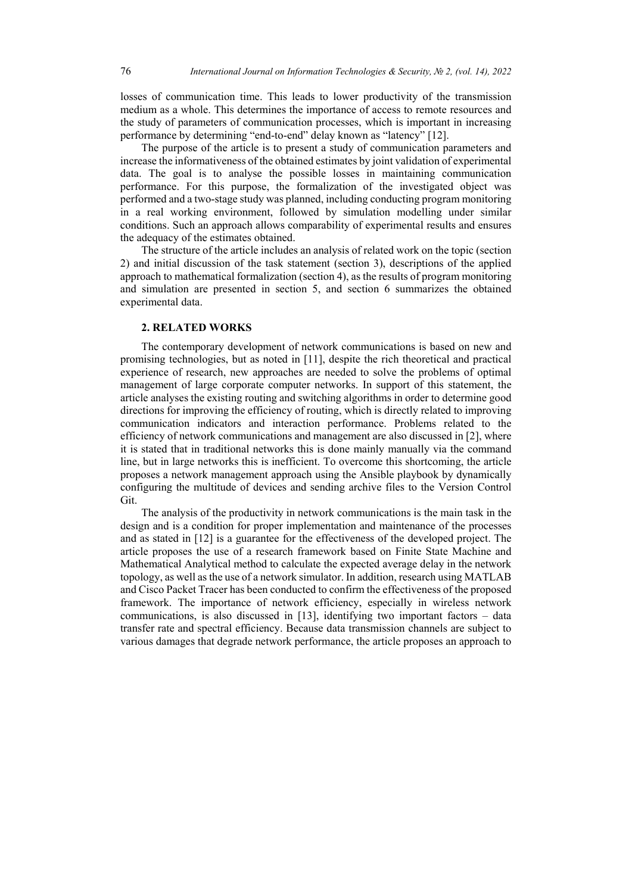losses of communication time. This leads to lower productivity of the transmission medium as a whole. This determines the importance of access to remote resources and the study of parameters of communication processes, which is important in increasing performance by determining "end-to-end" delay known as "latency" [12].

The purpose of the article is to present a study of communication parameters and increase the informativeness of the obtained estimates by joint validation of experimental data. The goal is to analyse the possible losses in maintaining communication performance. For this purpose, the formalization of the investigated object was performed and a two-stage study was planned, including conducting program monitoring in a real working environment, followed by simulation modelling under similar conditions. Such an approach allows comparability of experimental results and ensures the adequacy of the estimates obtained.

The structure of the article includes an analysis of related work on the topic (section 2) and initial discussion of the task statement (section 3), descriptions of the applied approach to mathematical formalization (section 4), as the results of program monitoring and simulation are presented in section 5, and section 6 summarizes the obtained experimental data.

## 2. RELATED WORKS

The contemporary development of network communications is based on new and promising technologies, but as noted in [11], despite the rich theoretical and practical experience of research, new approaches are needed to solve the problems of optimal management of large corporate computer networks. In support of this statement, the article analyses the existing routing and switching algorithms in order to determine good directions for improving the efficiency of routing, which is directly related to improving communication indicators and interaction performance. Problems related to the efficiency of network communications and management are also discussed in [2], where it is stated that in traditional networks this is done mainly manually via the command line, but in large networks this is inefficient. To overcome this shortcoming, the article proposes a network management approach using the Ansible playbook by dynamically configuring the multitude of devices and sending archive files to the Version Control Git.

The analysis of the productivity in network communications is the main task in the design and is a condition for proper implementation and maintenance of the processes and as stated in [12] is a guarantee for the effectiveness of the developed project. The article proposes the use of a research framework based on Finite State Machine and Mathematical Analytical method to calculate the expected average delay in the network topology, as well as the use of a network simulator. In addition, research using MATLAB and Cisco Packet Tracer has been conducted to confirm the effectiveness of the proposed framework. The importance of network efficiency, especially in wireless network communications, is also discussed in [13], identifying two important factors – data transfer rate and spectral efficiency. Because data transmission channels are subject to various damages that degrade network performance, the article proposes an approach to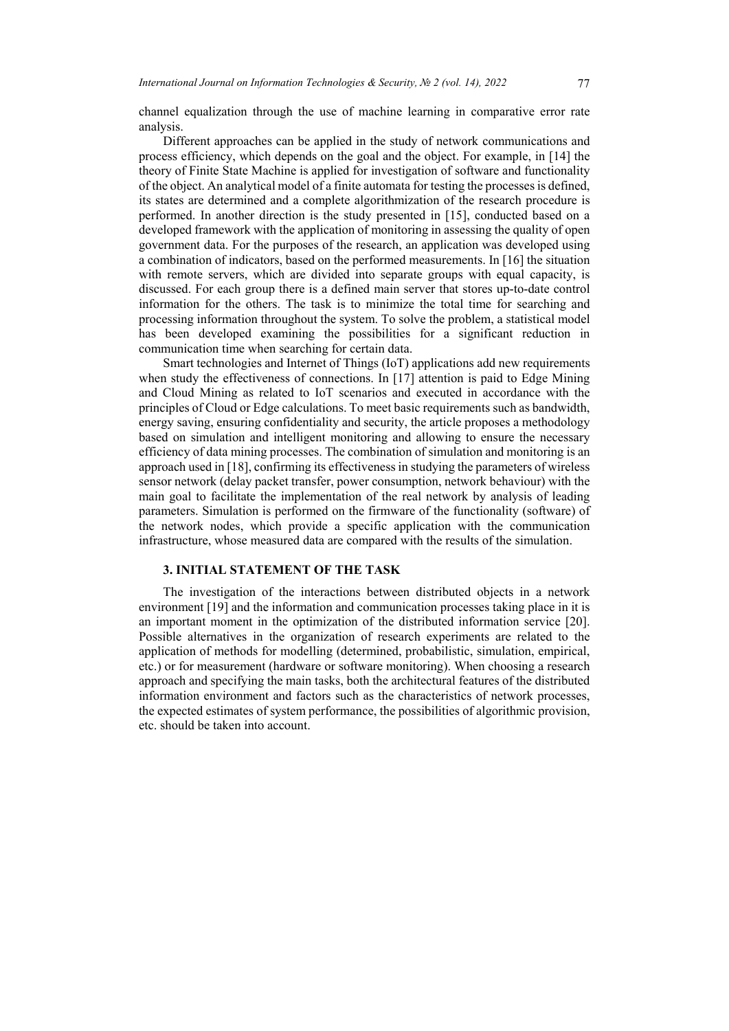channel equalization through the use of machine learning in comparative error rate analysis.

Different approaches can be applied in the study of network communications and process efficiency, which depends on the goal and the object. For example, in [14] the theory of Finite State Machine is applied for investigation of software and functionality of the object. An analytical model of a finite automata for testing the processes is defined, its states are determined and a complete algorithmization of the research procedure is performed. In another direction is the study presented in [15], conducted based on a developed framework with the application of monitoring in assessing the quality of open government data. For the purposes of the research, an application was developed using a combination of indicators, based on the performed measurements. In [16] the situation with remote servers, which are divided into separate groups with equal capacity, is discussed. For each group there is a defined main server that stores up-to-date control information for the others. The task is to minimize the total time for searching and processing information throughout the system. To solve the problem, a statistical model has been developed examining the possibilities for a significant reduction in communication time when searching for certain data.

Smart technologies and Internet of Things (IoT) applications add new requirements when study the effectiveness of connections. In [17] attention is paid to Edge Mining and Cloud Mining as related to IoT scenarios and executed in accordance with the principles of Cloud or Edge calculations. To meet basic requirements such as bandwidth, energy saving, ensuring confidentiality and security, the article proposes a methodology based on simulation and intelligent monitoring and allowing to ensure the necessary efficiency of data mining processes. The combination of simulation and monitoring is an approach used in [18], confirming its effectiveness in studying the parameters of wireless sensor network (delay packet transfer, power consumption, network behaviour) with the main goal to facilitate the implementation of the real network by analysis of leading parameters. Simulation is performed on the firmware of the functionality (software) of the network nodes, which provide a specific application with the communication infrastructure, whose measured data are compared with the results of the simulation.

## 3. INITIAL STATEMENT OF THE TASK

The investigation of the interactions between distributed objects in a network environment [19] and the information and communication processes taking place in it is an important moment in the optimization of the distributed information service [20]. Possible alternatives in the organization of research experiments are related to the application of methods for modelling (determined, probabilistic, simulation, empirical, etc.) or for measurement (hardware or software monitoring). When choosing a research approach and specifying the main tasks, both the architectural features of the distributed information environment and factors such as the characteristics of network processes, the expected estimates of system performance, the possibilities of algorithmic provision, etc. should be taken into account.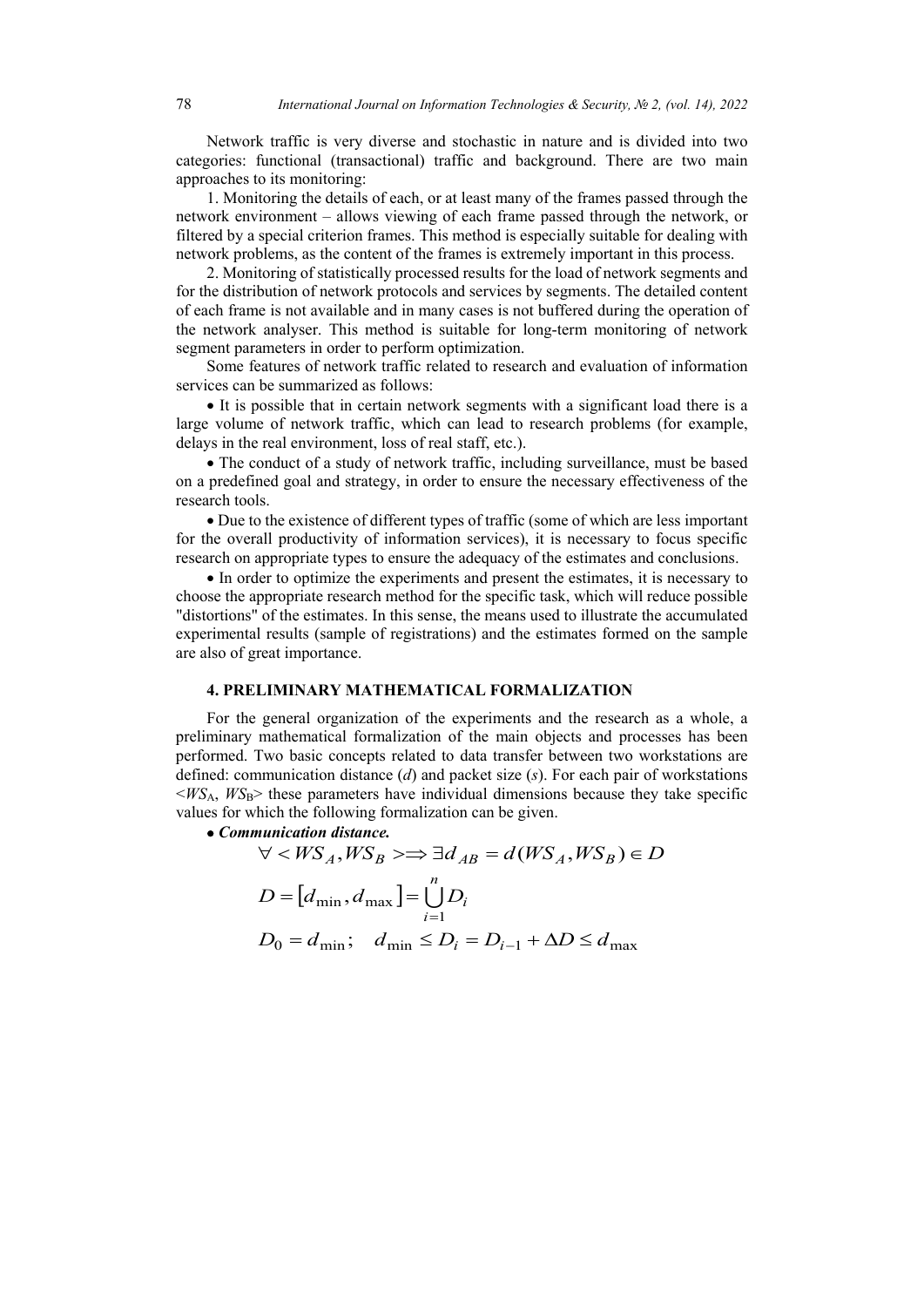Network traffic is very diverse and stochastic in nature and is divided into two categories: functional (transactional) traffic and background. There are two main approaches to its monitoring:

1. Monitoring the details of each, or at least many of the frames passed through the network environment – allows viewing of each frame passed through the network, or filtered by a special criterion frames. This method is especially suitable for dealing with network problems, as the content of the frames is extremely important in this process.

2. Monitoring of statistically processed results for the load of network segments and for the distribution of network protocols and services by segments. The detailed content of each frame is not available and in many cases is not buffered during the operation of the network analyser. This method is suitable for long-term monitoring of network segment parameters in order to perform optimization.

Some features of network traffic related to research and evaluation of information services can be summarized as follows:

- It is possible that in certain network segments with a significant load there is a large volume of network traffic, which can lead to research problems (for example, delays in the real environment, loss of real staff, etc.).
- The conduct of a study of network traffic, including surveillance, must be based on a predefined goal and strategy, in order to ensure the necessary effectiveness of the research tools.
- Due to the existence of different types of traffic (some of which are less important for the overall productivity of information services), it is necessary to focus specific research on appropriate types to ensure the adequacy of the estimates and conclusions.
- In order to optimize the experiments and present the estimates, it is necessary to choose the appropriate research method for the specific task, which will reduce possible "distortions" of the estimates. In this sense, the means used to illustrate the accumulated experimental results (sample of registrations) and the estimates formed on the sample are also of great importance.

## 4. PRELIMINARY MATHEMATICAL FORMALIZATION

For the general organization of the experiments and the research as a whole, a preliminary mathematical formalization of the main objects and processes has been performed. Two basic concepts related to data transfer between two workstations are defined: communication distance (*d*) and packet size (*s*). For each pair of workstations $<WS_A, WS_B>$ these parameters have individual dimensions because they take specific values for which the following formalization can be given.

- ***Communication distance.***

$$\forall < WS_A, WS_B > \Rightarrow \exists d_{AB} = d(WS_A, WS_B) \in D$$

$$D = \left[ d_{\min}, d_{\max} \right] = \bigcup_{i=1}^{n} D_i$$

$$D_0 = d_{\min}; \quad d_{\min} \le D_i = D_{i-1} + \Delta D \le d_{\max}$$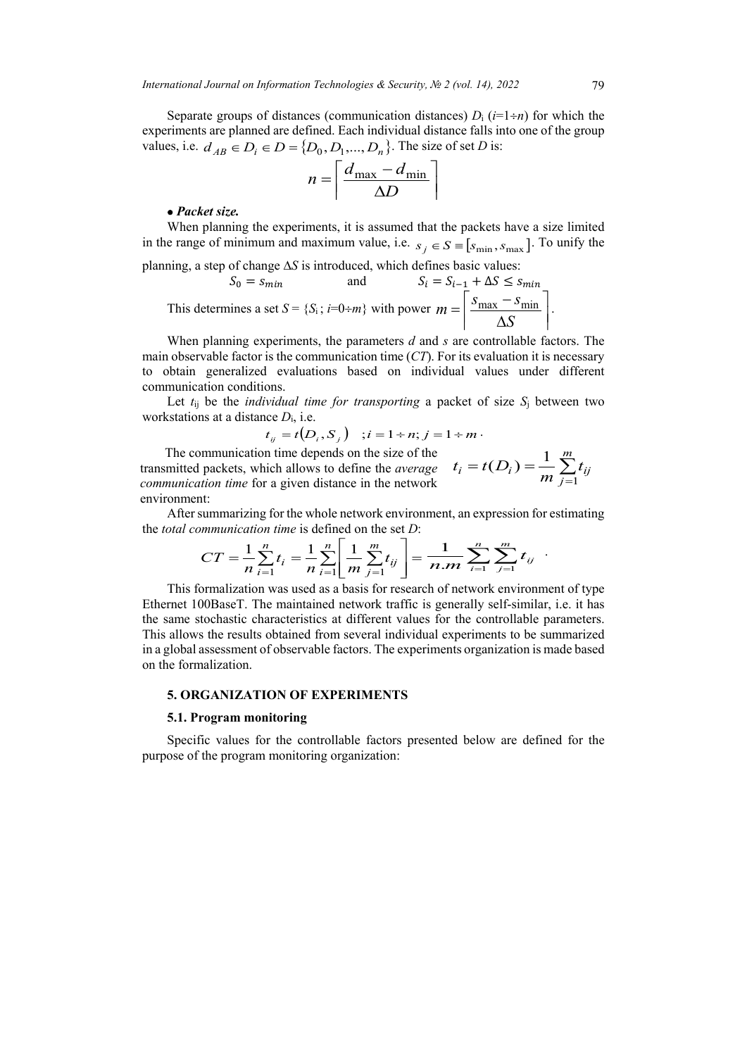Separate groups of distances (communication distances) $D_i$ ($i$=1÷$n$) for which the experiments are planned are defined. Each individual distance falls into one of the group values, i.e. $d_{AB} \in D_i \in D = \{D_0, D_1, ..., D_n\}$. The size of set $D$ is:

$$n = \left\lceil \frac{d_{\max} - d_{\min}}{\Delta D} \right\rceil$$

- ***Packet size.***

When planning the experiments, it is assumed that the packets have a size limited in the range of minimum and maximum value, i.e. $s_j \in S \equiv [s_{\min}, s_{\max}]$. To unify the planning, a step of change $\Delta S$ is introduced, which defines basic values:

$$S_0 = s_{min} \qquad \text{and} \qquad S_i = S_{i-1} + \Delta S \le s_{min}$$

This determines a set $S = \{S_i\,;\, i=0 \div m\}$ with power $m = \left\lceil \frac{s_{\max} - s_{\min}}{\Delta S} \right\rceil$.

When planning experiments, the parameters $d$ and $s$ are controllable factors. The main observable factor is the communication time ($CT$). For its evaluation it is necessary to obtain generalized evaluations based on individual values under different communication conditions.

Let $t_{ij}$ be the *individual time for transporting* a packet of size $S_j$ between two workstations at a distance $D_i$, i.e.

$$t_{ij} = t(D_i, S_j) \quad ; i = 1 \div n;\, j = 1 \div m \,.$$

The communication time depends on the size of the transmitted packets, which allows to define the *average communication time* for a given distance in the network environment:

$$t_i = t(D_i) = \frac{1}{m}\sum_{j=1}^{m} t_{ij}$$

After summarizing for the whole network environment, an expression for estimating the *total communication time* is defined on the set $D$:

$$CT = \frac{1}{n}\sum_{i=1}^{n} t_i = \frac{1}{n}\sum_{i=1}^{n}\left[\frac{1}{m}\sum_{j=1}^{m} t_{ij}\right] = \frac{1}{n.m}\sum_{i=1}^{n}\sum_{j=1}^{m} t_{ij} \,.$$

This formalization was used as a basis for research of network environment of type Ethernet 100BaseT. The maintained network traffic is generally self-similar, i.e. it has the same stochastic characteristics at different values for the controllable parameters. This allows the results obtained from several individual experiments to be summarized in a global assessment of observable factors. The experiments organization is made based on the formalization.

## 5. ORGANIZATION OF EXPERIMENTS

### 5.1. Program monitoring

Specific values for the controllable factors presented below are defined for the purpose of the program monitoring organization: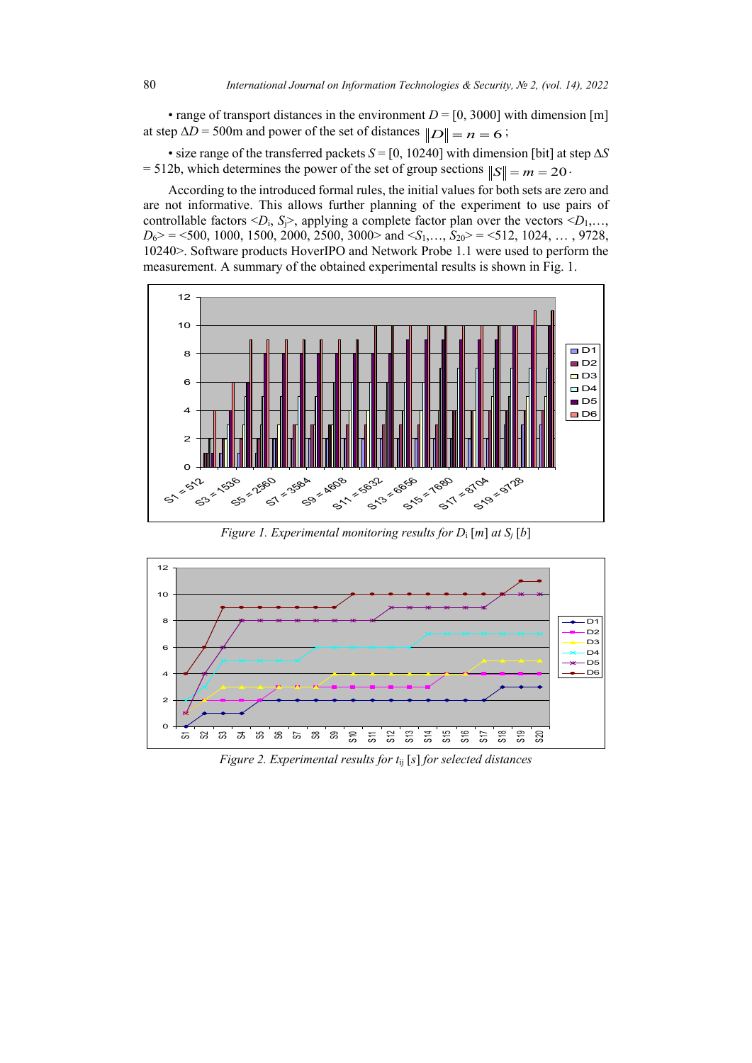• range of transport distances in the environment $D = [0, 3000]$ with dimension [m] at step $\Delta D = 500$m and power of the set of distances $\|D\| = n = 6$;

• size range of the transferred packets $S = [0, 10240]$ with dimension [bit] at step $\Delta S = 512$b, which determines the power of the set of group sections $\|S\| = m = 20$.

According to the introduced formal rules, the initial values for both sets are zero and are not informative. This allows further planning of the experiment to use pairs of controllable factors $\langle D_i, S_j \rangle$, applying a complete factor plan over the vectors $\langle D_1, \ldots, D_6 \rangle = \langle 500, 1000, 1500, 2000, 2500, 3000 \rangle$ and $\langle S_1, \ldots, S_{20} \rangle = \langle 512, 1024, \ldots, 9728, 10240 \rangle$. Software products HoverIPO and Network Probe 1.1 were used to perform the measurement. A summary of the obtained experimental results is shown in Fig. 1.

*Figure 1. Experimental monitoring results for $D_i$ [m] at $S_j$ [b]*

*Figure 2. Experimental results for $t_{ij}$ [s] for selected distances*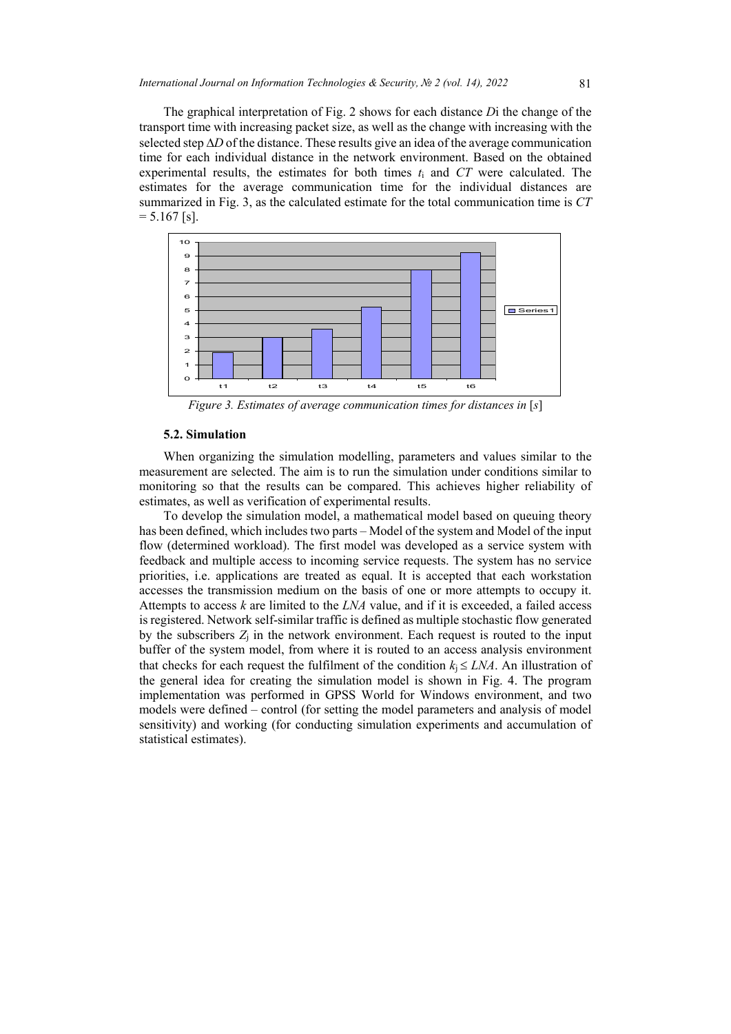The graphical interpretation of Fig. 2 shows for each distance $D$i the change of the transport time with increasing packet size, as well as the change with increasing with the selected step $\Delta D$ of the distance. These results give an idea of the average communication time for each individual distance in the network environment. Based on the obtained experimental results, the estimates for both times $t_i$ and $CT$ were calculated. The estimates for the average communication time for the individual distances are summarized in Fig. 3, as the calculated estimate for the total communication time is $CT = 5.167$ [s].

*Figure 3. Estimates of average communication times for distances in* [*s*]

### 5.2. Simulation

When organizing the simulation modelling, parameters and values similar to the measurement are selected. The aim is to run the simulation under conditions similar to monitoring so that the results can be compared. This achieves higher reliability of estimates, as well as verification of experimental results.

To develop the simulation model, a mathematical model based on queuing theory has been defined, which includes two parts – Model of the system and Model of the input flow (determined workload). The first model was developed as a service system with feedback and multiple access to incoming service requests. The system has no service priorities, i.e. applications are treated as equal. It is accepted that each workstation accesses the transmission medium on the basis of one or more attempts to occupy it. Attempts to access $k$ are limited to the $LNA$ value, and if it is exceeded, a failed access is registered. Network self-similar traffic is defined as multiple stochastic flow generated by the subscribers $Z_j$ in the network environment. Each request is routed to the input buffer of the system model, from where it is routed to an access analysis environment that checks for each request the fulfilment of the condition $k_j \le LNA$. An illustration of the general idea for creating the simulation model is shown in Fig. 4. The program implementation was performed in GPSS World for Windows environment, and two models were defined – control (for setting the model parameters and analysis of model sensitivity) and working (for conducting simulation experiments and accumulation of statistical estimates).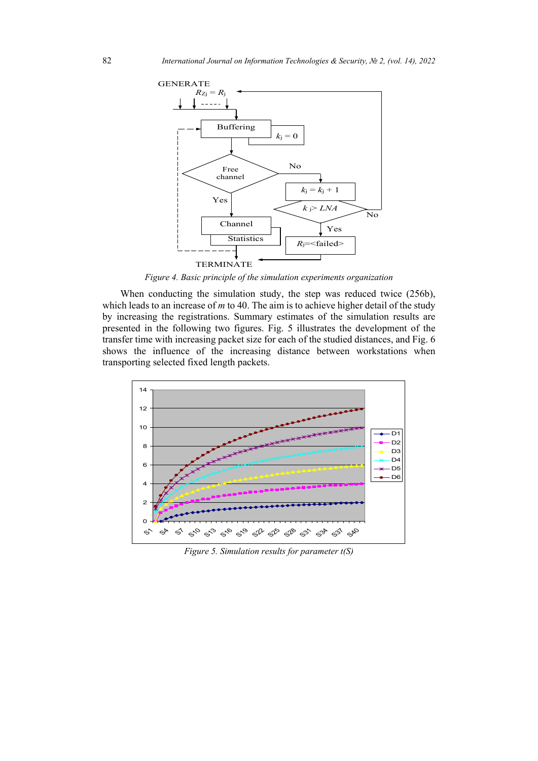Figure 4. *Basic principle of the simulation experiments organization*

When conducting the simulation study, the step was reduced twice (256b), which leads to an increase of $m$ to 40. The aim is to achieve higher detail of the study by increasing the registrations. Summary estimates of the simulation results are presented in the following two figures. Fig. 5 illustrates the development of the transfer time with increasing packet size for each of the studied distances, and Fig. 6 shows the influence of the increasing distance between workstations when transporting selected fixed length packets.

*Figure 5. Simulation results for parameter t(S)*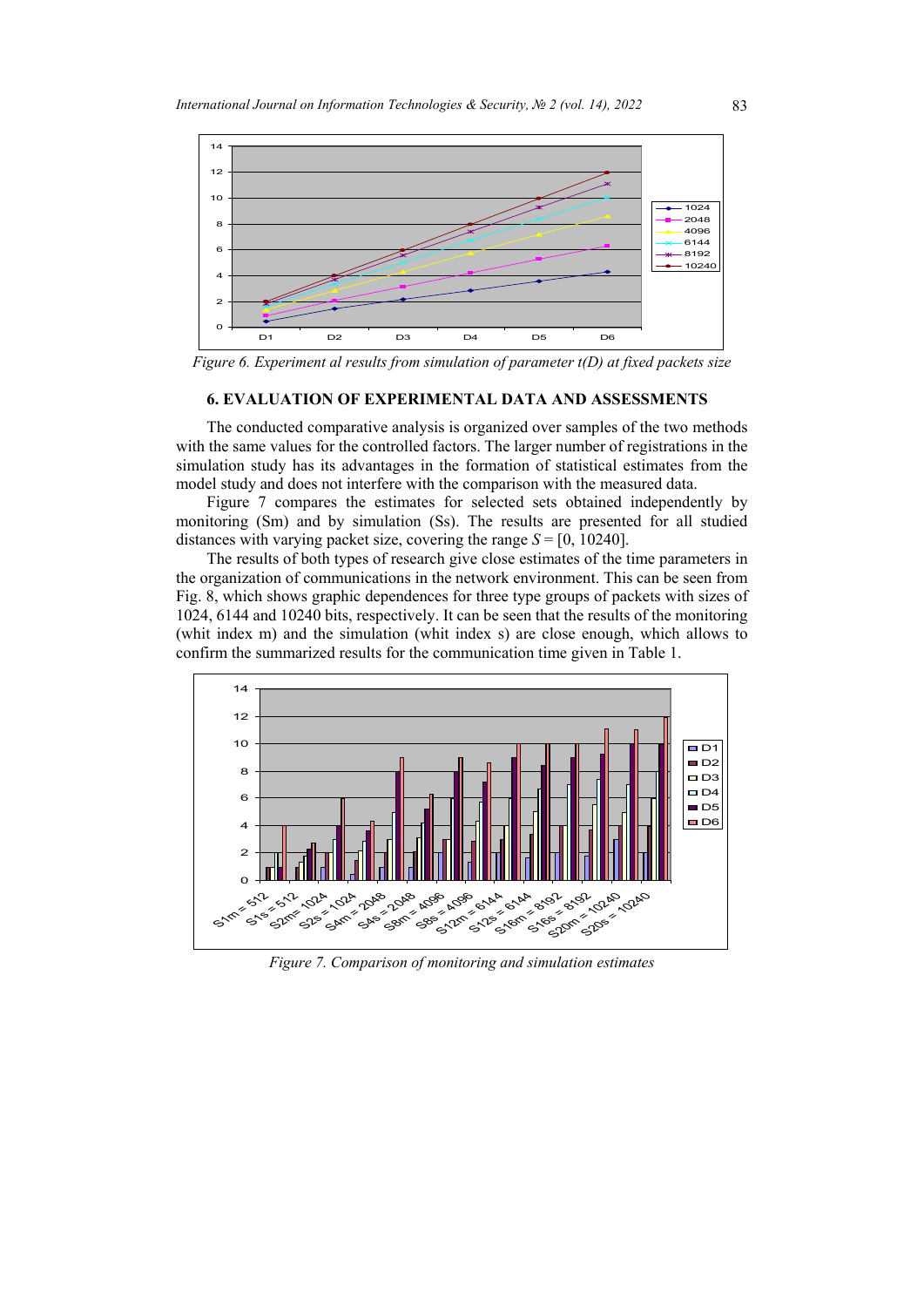*Figure 6. Experiment al results from simulation of parameter t(D) at fixed packets size*

## 6. EVALUATION OF EXPERIMENTAL DATA AND ASSESSMENTS

The conducted comparative analysis is organized over samples of the two methods with the same values for the controlled factors. The larger number of registrations in the simulation study has its advantages in the formation of statistical estimates from the model study and does not interfere with the comparison with the measured data.

Figure 7 compares the estimates for selected sets obtained independently by monitoring (Sm) and by simulation (Ss). The results are presented for all studied distances with varying packet size, covering the range $S = [0, 10240]$.

The results of both types of research give close estimates of the time parameters in the organization of communications in the network environment. This can be seen from Fig. 8, which shows graphic dependences for three type groups of packets with sizes of 1024, 6144 and 10240 bits, respectively. It can be seen that the results of the monitoring (whit index m) and the simulation (whit index s) are close enough, which allows to confirm the summarized results for the communication time given in Table 1.

*Figure 7. Comparison of monitoring and simulation estimates*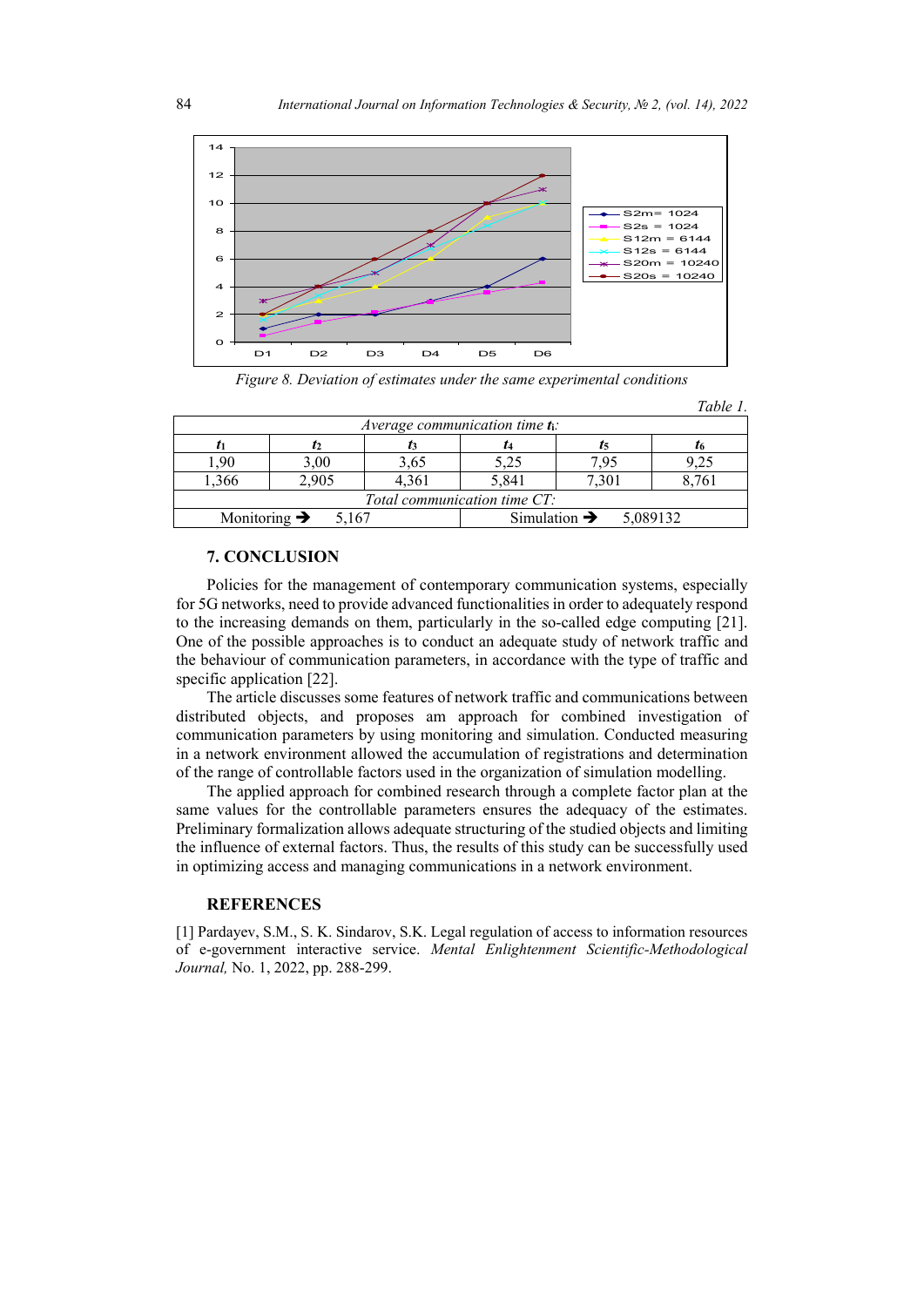Figure 8. Deviation of estimates under the same experimental conditions

Table 1.

| Average communication time $t_i$: | | | | | |
|---|---|---|---|---|---|
| $t_1$ | $t_2$ | $t_3$ | $t_4$ | $t_5$ | $t_6$ |
| 1,90 | 3,00 | 3,65 | 5,25 | 7,95 | 9,25 |
| 1,366 | 2,905 | 4,361 | 5,841 | 7,301 | 8,761 |
| Total communication time CT: | | | | | |
| Monitoring ➔ | 5,167 | | Simulation ➔ | 5,089132 | |

## 7. CONCLUSION

Policies for the management of contemporary communication systems, especially for 5G networks, need to provide advanced functionalities in order to adequately respond to the increasing demands on them, particularly in the so-called edge computing [21]. One of the possible approaches is to conduct an adequate study of network traffic and the behaviour of communication parameters, in accordance with the type of traffic and specific application [22].

The article discusses some features of network traffic and communications between distributed objects, and proposes am approach for combined investigation of communication parameters by using monitoring and simulation. Conducted measuring in a network environment allowed the accumulation of registrations and determination of the range of controllable factors used in the organization of simulation modelling.

The applied approach for combined research through a complete factor plan at the same values for the controllable parameters ensures the adequacy of the estimates. Preliminary formalization allows adequate structuring of the studied objects and limiting the influence of external factors. Thus, the results of this study can be successfully used in optimizing access and managing communications in a network environment.

## REFERENCES

[1] Pardayev, S.M., S. K. Sindarov, S.K. Legal regulation of access to information resources of e-government interactive service. *Mental Enlightenment Scientific-Methodological Journal,* No. 1, 2022, pp. 288-299.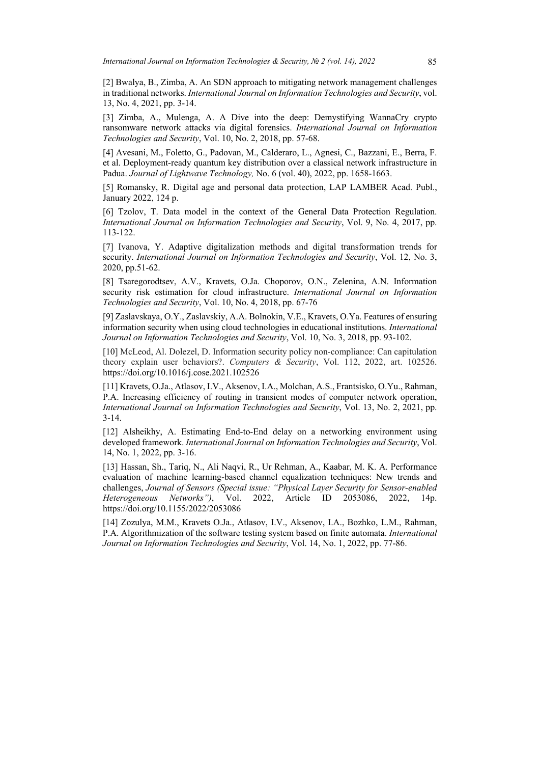[2] Bwalya, B., Zimba, A. An SDN approach to mitigating network management challenges in traditional networks. *International Journal on Information Technologies and Security*, vol. 13, No. 4, 2021, pp. 3-14.

[3] Zimba, A., Mulenga, A. A Dive into the deep: Demystifying WannaCry crypto ransomware network attacks via digital forensics. *International Journal on Information Technologies and Security*, Vol. 10, No. 2, 2018, pp. 57-68.

[4] Avesani, M., Foletto, G., Padovan, M., Calderaro, L., Agnesi, C., Bazzani, E., Berra, F. et al. Deployment-ready quantum key distribution over a classical network infrastructure in Padua. *Journal of Lightwave Technology,* No. 6 (vol. 40), 2022, pp. 1658-1663.

[5] Romansky, R. Digital age and personal data protection, LAP LAMBER Acad. Publ., January 2022, 124 p.

[6] Tzolov, T. Data model in the context of the General Data Protection Regulation. *International Journal on Information Technologies and Security*, Vol. 9, No. 4, 2017, pp. 113-122.

[7] Ivanova, Y. Adaptive digitalization methods and digital transformation trends for security. *International Journal on Information Technologies and Security*, Vol. 12, No. 3, 2020, pp.51-62.

[8] Tsaregorodtsev, A.V., Kravets, O.Ja. Choporov, O.N., Zelenina, A.N. Information security risk estimation for cloud infrastructure. *International Journal on Information Technologies and Security*, Vol. 10, No. 4, 2018, pp. 67-76

[9] Zaslavskaya, O.Y., Zaslavskiy, A.A. Bolnokin, V.E., Kravets, O.Ya. Features of ensuring information security when using cloud technologies in educational institutions. *International Journal on Information Technologies and Security*, Vol. 10, No. 3, 2018, pp. 93-102.

[10] McLeod, Al. Dolezel, D. Information security policy non-compliance: Can capitulation theory explain user behaviors?. *Computers & Security*, Vol. 112, 2022, art. 102526. https://doi.org/10.1016/j.cose.2021.102526

[11] Kravets, O.Ja., Atlasov, I.V., Aksenov, I.A., Molchan, A.S., Frantsisko, O.Yu., Rahman, P.A. Increasing efficiency of routing in transient modes of computer network operation, *International Journal on Information Technologies and Security*, Vol. 13, No. 2, 2021, pp. 3-14.

[12] Alsheikhy, A. Estimating End-to-End delay on a networking environment using developed framework. *International Journal on Information Technologies and Security*, Vol. 14, No. 1, 2022, pp. 3-16.

[13] Hassan, Sh., Tariq, N., Ali Naqvi, R., Ur Rehman, A., Kaabar, M. K. A. Performance evaluation of machine learning-based channel equalization techniques: New trends and challenges, *Journal of Sensors (Special issue: "Physical Layer Security for Sensor-enabled Heterogeneous Networks")*, Vol. 2022, Article ID 2053086, 2022, 14p. https://doi.org/10.1155/2022/2053086

[14] Zozulya, M.M., Kravets O.Ja., Atlasov, I.V., Aksenov, I.A., Bozhko, L.M., Rahman, P.A. Algorithmization of the software testing system based on finite automata. *International Journal on Information Technologies and Security*, Vol. 14, No. 1, 2022, pp. 77-86.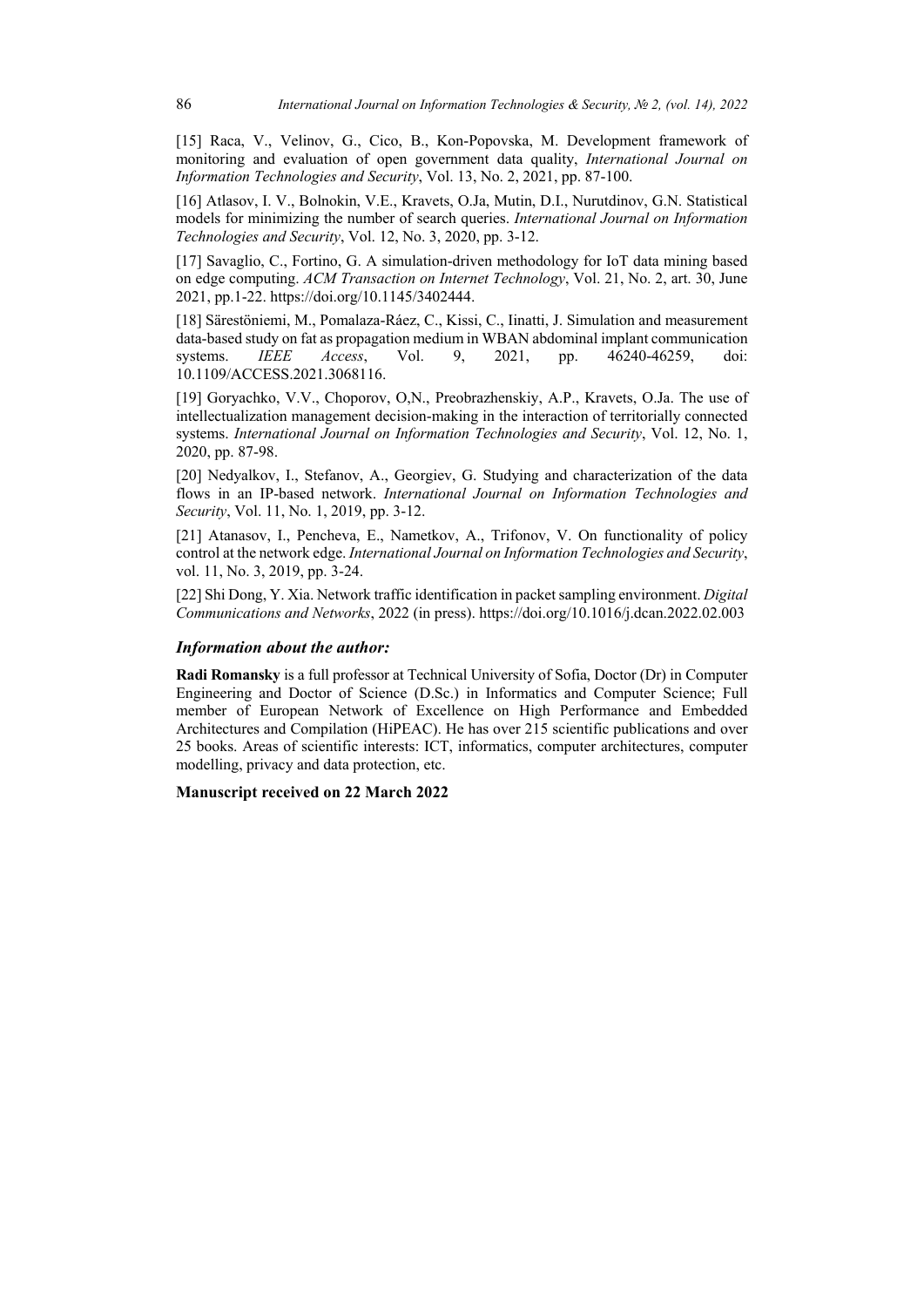[15] Raca, V., Velinov, G., Cico, B., Kon-Popovska, M. Development framework of monitoring and evaluation of open government data quality, *International Journal on Information Technologies and Security*, Vol. 13, No. 2, 2021, pp. 87-100.

[16] Atlasov, I. V., Bolnokin, V.E., Kravets, O.Ja, Mutin, D.I., Nurutdinov, G.N. Statistical models for minimizing the number of search queries. *International Journal on Information Technologies and Security*, Vol. 12, No. 3, 2020, pp. 3-12.

[17] Savaglio, C., Fortino, G. A simulation-driven methodology for IoT data mining based on edge computing. *ACM Transaction on Internet Technology*, Vol. 21, No. 2, art. 30, June 2021, pp.1-22. https://doi.org/10.1145/3402444.

[18] Särestöniemi, M., Pomalaza-Ráez, C., Kissi, C., Iinatti, J. Simulation and measurement data-based study on fat as propagation medium in WBAN abdominal implant communication systems. *IEEE Access*, Vol. 9, 2021, pp. 46240-46259, doi: 10.1109/ACCESS.2021.3068116.

[19] Goryachko, V.V., Choporov, O,N., Preobrazhenskiy, A.P., Kravets, O.Ja. The use of intellectualization management decision-making in the interaction of territorially connected systems. *International Journal on Information Technologies and Security*, Vol. 12, No. 1, 2020, pp. 87-98.

[20] Nedyalkov, I., Stefanov, A., Georgiev, G. Studying and characterization of the data flows in an IP-based network. *International Journal on Information Technologies and Security*, Vol. 11, No. 1, 2019, pp. 3-12.

[21] Atanasov, I., Pencheva, E., Nametkov, A., Trifonov, V. On functionality of policy control at the network edge. *International Journal on Information Technologies and Security*, vol. 11, No. 3, 2019, pp. 3-24.

[22] Shi Dong, Y. Xia. Network traffic identification in packet sampling environment. *Digital Communications and Networks*, 2022 (in press). https://doi.org/10.1016/j.dcan.2022.02.003

### *Information about the author:*

**Radi Romansky** is a full professor at Technical University of Sofia, Doctor (Dr) in Computer Engineering and Doctor of Science (D.Sc.) in Informatics and Computer Science; Full member of European Network of Excellence on High Performance and Embedded Architectures and Compilation (HiPEAC). He has over 215 scientific publications and over 25 books. Areas of scientific interests: ICT, informatics, computer architectures, computer modelling, privacy and data protection, etc.

**Manuscript received on 22 March 2022**